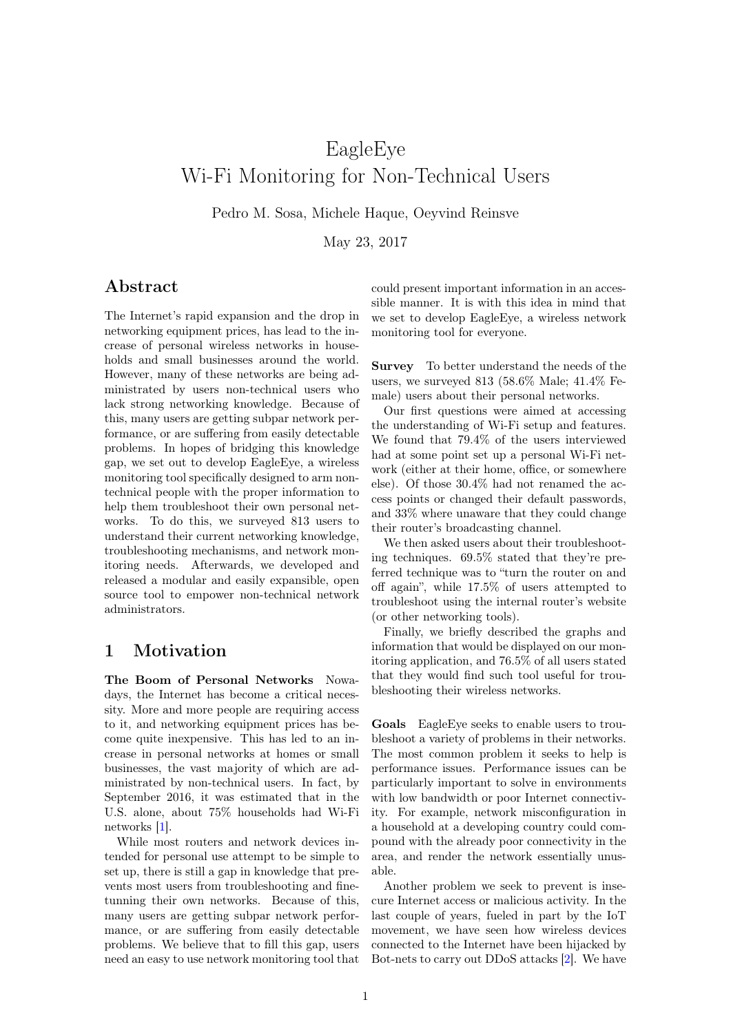# EagleEye
# Wi-Fi Monitoring for Non-Technical Users

Pedro M. Sosa, Michele Haque, Oeyvind Reinsve

May 23, 2017

## Abstract

The Internet's rapid expansion and the drop in networking equipment prices, has lead to the increase of personal wireless networks in households and small businesses around the world. However, many of these networks are being administrated by users non-technical users who lack strong networking knowledge. Because of this, many users are getting subpar network performance, or are suffering from easily detectable problems. In hopes of bridging this knowledge gap, we set out to develop EagleEye, a wireless monitoring tool specifically designed to arm non-technical people with the proper information to help them troubleshoot their own personal networks. To do this, we surveyed 813 users to understand their current networking knowledge, troubleshooting mechanisms, and network monitoring needs. Afterwards, we developed and released a modular and easily expansible, open source tool to empower non-technical network administrators.

## 1 Motivation

**The Boom of Personal Networks** Nowadays, the Internet has become a critical necessity. More and more people are requiring access to it, and networking equipment prices has become quite inexpensive. This has led to an increase in personal networks at homes or small businesses, the vast majority of which are administrated by non-technical users. In fact, by September 2016, it was estimated that in the U.S. alone, about 75% households had Wi-Fi networks [1].

While most routers and network devices intended for personal use attempt to be simple to set up, there is still a gap in knowledge that prevents most users from troubleshooting and fine-tunning their own networks. Because of this, many users are getting subpar network performance, or are suffering from easily detectable problems. We believe that to fill this gap, users need an easy to use network monitoring tool that could present important information in an accessible manner. It is with this idea in mind that we set to develop EagleEye, a wireless network monitoring tool for everyone.

**Survey** To better understand the needs of the users, we surveyed 813 (58.6% Male; 41.4% Female) users about their personal networks.

Our first questions were aimed at accessing the understanding of Wi-Fi setup and features. We found that 79.4% of the users interviewed had at some point set up a personal Wi-Fi network (either at their home, office, or somewhere else). Of those 30.4% had not renamed the access points or changed their default passwords, and 33% where unaware that they could change their router's broadcasting channel.

We then asked users about their troubleshooting techniques. 69.5% stated that they're preferred technique was to "turn the router on and off again", while 17.5% of users attempted to troubleshoot using the internal router's website (or other networking tools).

Finally, we briefly described the graphs and information that would be displayed on our monitoring application, and 76.5% of all users stated that they would find such tool useful for troubleshooting their wireless networks.

**Goals** EagleEye seeks to enable users to troubleshoot a variety of problems in their networks. The most common problem it seeks to help is performance issues. Performance issues can be particularly important to solve in environments with low bandwidth or poor Internet connectivity. For example, network misconfiguration in a household at a developing country could compound with the already poor connectivity in the area, and render the network essentially unusable.

Another problem we seek to prevent is insecure Internet access or malicious activity. In the last couple of years, fueled in part by the IoT movement, we have seen how wireless devices connected to the Internet have been hijacked by Bot-nets to carry out DDoS attacks [2]. We have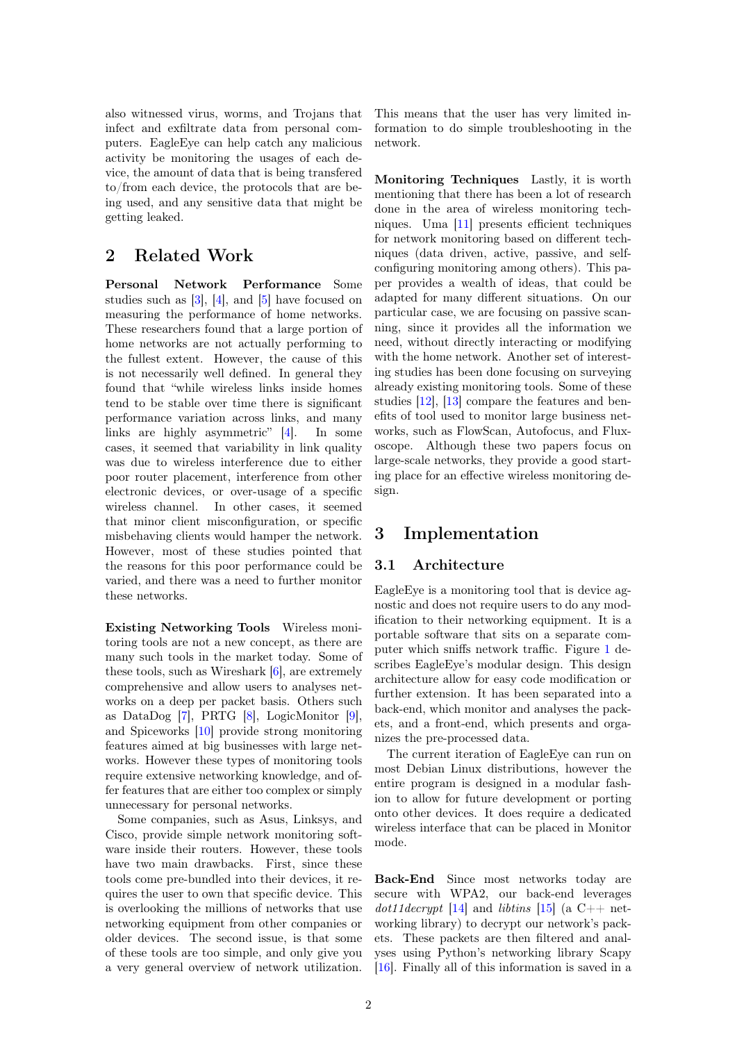also witnessed virus, worms, and Trojans that infect and exfiltrate data from personal computers. EagleEye can help catch any malicious activity be monitoring the usages of each device, the amount of data that is being transfered to/from each device, the protocols that are being used, and any sensitive data that might be getting leaked.

## 2 Related Work

**Personal Network Performance** Some studies such as [3], [4], and [5] have focused on measuring the performance of home networks. These researchers found that a large portion of home networks are not actually performing to the fullest extent. However, the cause of this is not necessarily well defined. In general they found that "while wireless links inside homes tend to be stable over time there is significant performance variation across links, and many links are highly asymmetric" [4]. In some cases, it seemed that variability in link quality was due to wireless interference due to either poor router placement, interference from other electronic devices, or over-usage of a specific wireless channel. In other cases, it seemed that minor client misconfiguration, or specific misbehaving clients would hamper the network. However, most of these studies pointed that the reasons for this poor performance could be varied, and there was a need to further monitor these networks.

**Existing Networking Tools** Wireless monitoring tools are not a new concept, as there are many such tools in the market today. Some of these tools, such as Wireshark [6], are extremely comprehensive and allow users to analyses networks on a deep per packet basis. Others such as DataDog [7], PRTG [8], LogicMonitor [9], and Spiceworks [10] provide strong monitoring features aimed at big businesses with large networks. However these types of monitoring tools require extensive networking knowledge, and offer features that are either too complex or simply unnecessary for personal networks.

Some companies, such as Asus, Linksys, and Cisco, provide simple network monitoring software inside their routers. However, these tools have two main drawbacks. First, since these tools come pre-bundled into their devices, it requires the user to own that specific device. This is overlooking the millions of networks that use networking equipment from other companies or older devices. The second issue, is that some of these tools are too simple, and only give you a very general overview of network utilization. This means that the user has very limited information to do simple troubleshooting in the network.

**Monitoring Techniques** Lastly, it is worth mentioning that there has been a lot of research done in the area of wireless monitoring techniques. Uma [11] presents efficient techniques for network monitoring based on different techniques (data driven, active, passive, and self-configuring monitoring among others). This paper provides a wealth of ideas, that could be adapted for many different situations. On our particular case, we are focusing on passive scanning, since it provides all the information we need, without directly interacting or modifying with the home network. Another set of interesting studies has been done focusing on surveying already existing monitoring tools. Some of these studies [12], [13] compare the features and benefits of tool used to monitor large business networks, such as FlowScan, Autofocus, and Fluxoscope. Although these two papers focus on large-scale networks, they provide a good starting place for an effective wireless monitoring design.

## 3 Implementation

### 3.1 Architecture

EagleEye is a monitoring tool that is device agnostic and does not require users to do any modification to their networking equipment. It is a portable software that sits on a separate computer which sniffs network traffic. Figure 1 describes EagleEye's modular design. This design architecture allow for easy code modification or further extension. It has been separated into a back-end, which monitor and analyses the packets, and a front-end, which presents and organizes the pre-processed data.

The current iteration of EagleEye can run on most Debian Linux distributions, however the entire program is designed in a modular fashion to allow for future development or porting onto other devices. It does require a dedicated wireless interface that can be placed in Monitor mode.

**Back-End** Since most networks today are secure with WPA2, our back-end leverages *dot11decrypt* [14] and *libtins* [15] (a C++ networking library) to decrypt our network's packets. These packets are then filtered and analyses using Python's networking library Scapy [16]. Finally all of this information is saved in a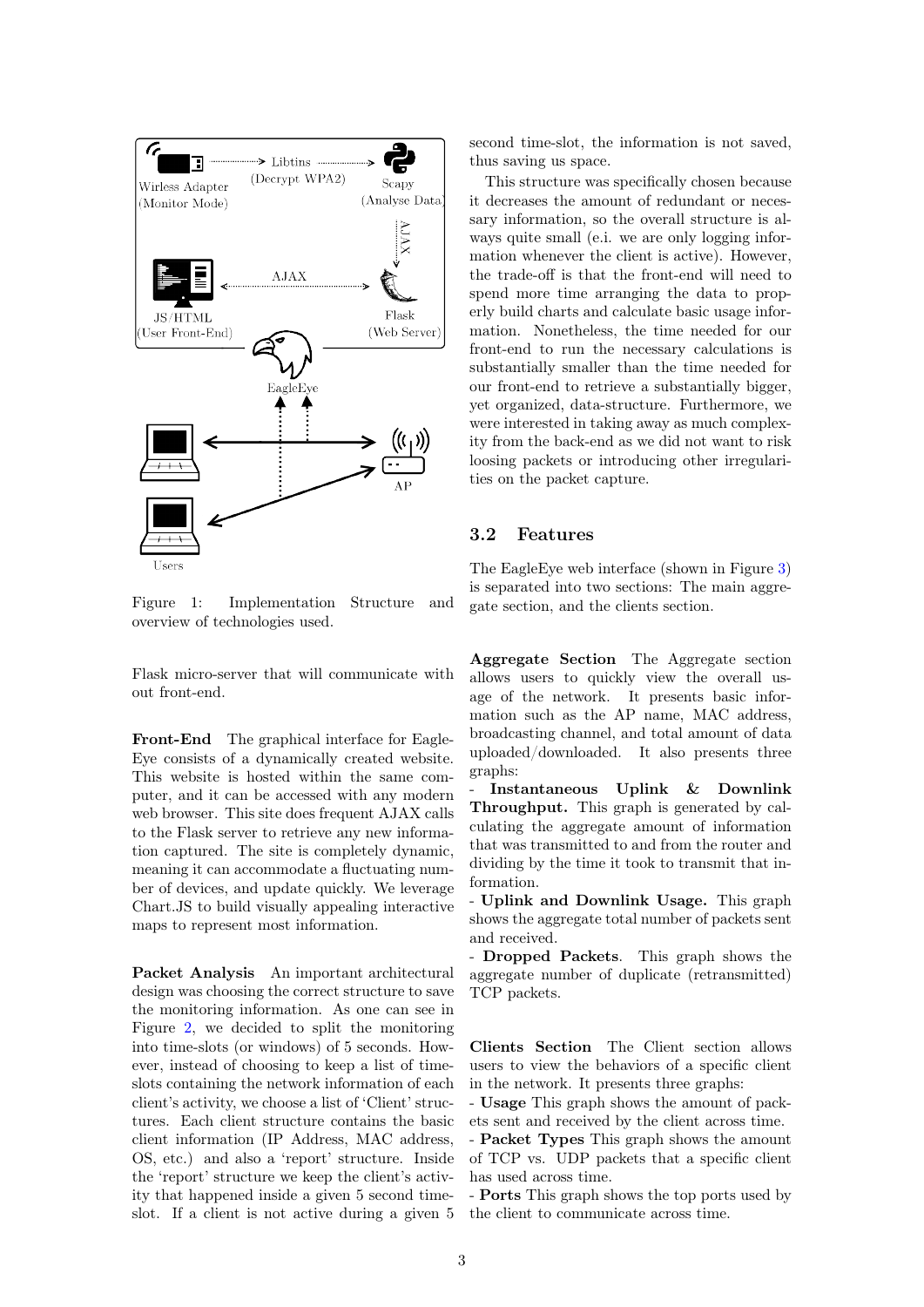Figure 1: Implementation Structure and overview of technologies used.

Flask micro-server that will communicate with out front-end.

**Front-End** The graphical interface for EagleEye consists of a dynamically created website. This website is hosted within the same computer, and it can be accessed with any modern web browser. This site does frequent AJAX calls to the Flask server to retrieve any new information captured. The site is completely dynamic, meaning it can accommodate a fluctuating number of devices, and update quickly. We leverage Chart.JS to build visually appealing interactive maps to represent most information.

**Packet Analysis** An important architectural design was choosing the correct structure to save the monitoring information. As one can see in Figure 2, we decided to split the monitoring into time-slots (or windows) of 5 seconds. However, instead of choosing to keep a list of time-slots containing the network information of each client's activity, we choose a list of 'Client' structures. Each client structure contains the basic client information (IP Address, MAC address, OS, etc.) and also a 'report' structure. Inside the 'report' structure we keep the client's activity that happened inside a given 5 second time-slot. If a client is not active during a given 5 second time-slot, the information is not saved, thus saving us space.

This structure was specifically chosen because it decreases the amount of redundant or necessary information, so the overall structure is always quite small (e.i. we are only logging information whenever the client is active). However, the trade-off is that the front-end will need to spend more time arranging the data to properly build charts and calculate basic usage information. Nonetheless, the time needed for our front-end to run the necessary calculations is substantially smaller than the time needed for our front-end to retrieve a substantially bigger, yet organized, data-structure. Furthermore, we were interested in taking away as much complexity from the back-end as we did not want to risk loosing packets or introducing other irregularities on the packet capture.

## 3.2 Features

The EagleEye web interface (shown in Figure 3) is separated into two sections: The main aggregate section, and the clients section.

**Aggregate Section** The Aggregate section allows users to quickly view the overall usage of the network. It presents basic information such as the AP name, MAC address, broadcasting channel, and total amount of data uploaded/downloaded. It also presents three graphs:

- **Instantaneous Uplink & Downlink Throughput.** This graph is generated by calculating the aggregate amount of information that was transmitted to and from the router and dividing by the time it took to transmit that information.
- **Uplink and Downlink Usage.** This graph shows the aggregate total number of packets sent and received.
- **Dropped Packets**. This graph shows the aggregate number of duplicate (retransmitted) TCP packets.

**Clients Section** The Client section allows users to view the behaviors of a specific client in the network. It presents three graphs:

- **Usage** This graph shows the amount of packets sent and received by the client across time.
- **Packet Types** This graph shows the amount of TCP vs. UDP packets that a specific client has used across time.
- **Ports** This graph shows the top ports used by the client to communicate across time.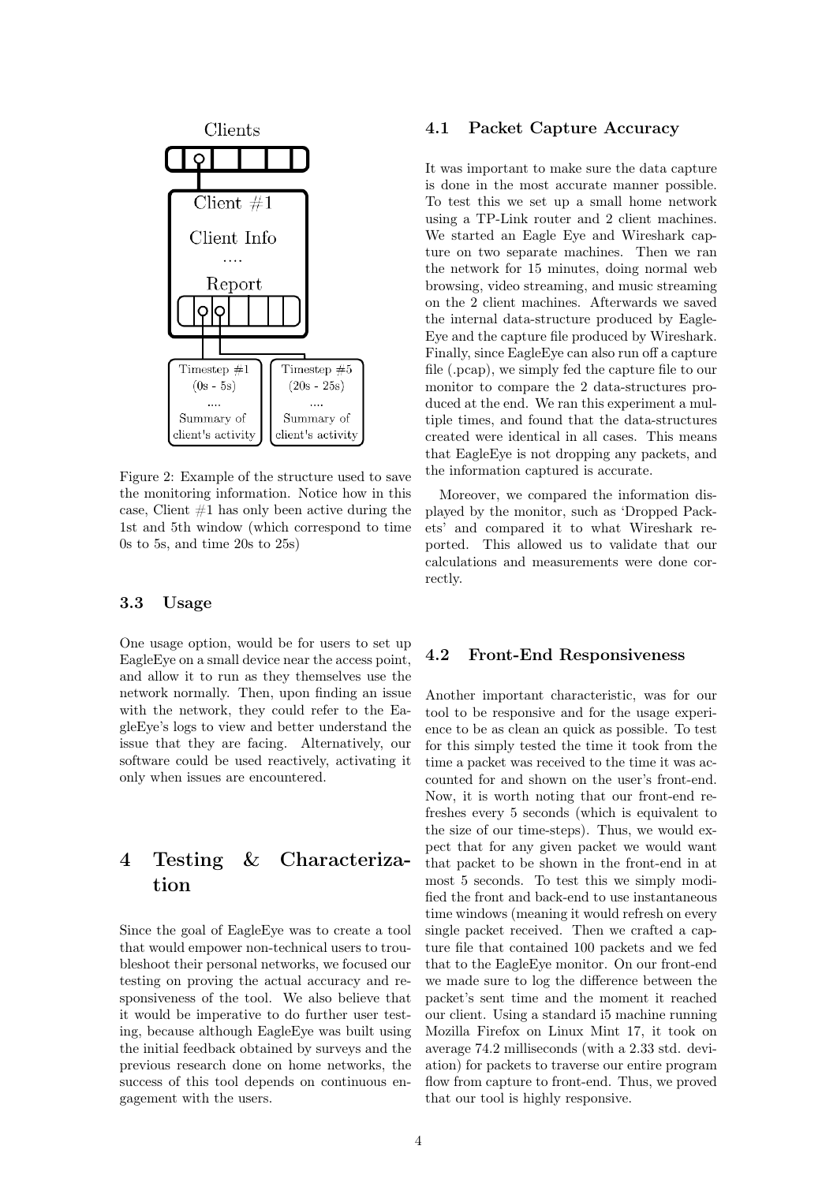Figure 2: Example of the structure used to save the monitoring information. Notice how in this case, Client #1 has only been active during the 1st and 5th window (which correspond to time 0s to 5s, and time 20s to 25s)

### 3.3 Usage

One usage option, would be for users to set up EagleEye on a small device near the access point, and allow it to run as they themselves use the network normally. Then, upon finding an issue with the network, they could refer to the EagleEye's logs to view and better understand the issue that they are facing. Alternatively, our software could be used reactively, activating it only when issues are encountered.

## 4 Testing & Characterization

Since the goal of EagleEye was to create a tool that would empower non-technical users to troubleshoot their personal networks, we focused our testing on proving the actual accuracy and responsiveness of the tool. We also believe that it would be imperative to do further user testing, because although EagleEye was built using the initial feedback obtained by surveys and the previous research done on home networks, the success of this tool depends on continuous engagement with the users.

### 4.1 Packet Capture Accuracy

It was important to make sure the data capture is done in the most accurate manner possible. To test this we set up a small home network using a TP-Link router and 2 client machines. We started an Eagle Eye and Wireshark capture on two separate machines. Then we ran the network for 15 minutes, doing normal web browsing, video streaming, and music streaming on the 2 client machines. Afterwards we saved the internal data-structure produced by EagleEye and the capture file produced by Wireshark. Finally, since EagleEye can also run off a capture file (.pcap), we simply fed the capture file to our monitor to compare the 2 data-structures produced at the end. We ran this experiment a multiple times, and found that the data-structures created were identical in all cases. This means that EagleEye is not dropping any packets, and the information captured is accurate.

Moreover, we compared the information displayed by the monitor, such as 'Dropped Packets' and compared it to what Wireshark reported. This allowed us to validate that our calculations and measurements were done correctly.

### 4.2 Front-End Responsiveness

Another important characteristic, was for our tool to be responsive and for the usage experience to be as clean an quick as possible. To test for this simply tested the time it took from the time a packet was received to the time it was accounted for and shown on the user's front-end. Now, it is worth noting that our front-end refreshes every 5 seconds (which is equivalent to the size of our time-steps). Thus, we would expect that for any given packet we would want that packet to be shown in the front-end in at most 5 seconds. To test this we simply modified the front and back-end to use instantaneous time windows (meaning it would refresh on every single packet received. Then we crafted a capture file that contained 100 packets and we fed that to the EagleEye monitor. On our front-end we made sure to log the difference between the packet's sent time and the moment it reached our client. Using a standard i5 machine running Mozilla Firefox on Linux Mint 17, it took on average 74.2 milliseconds (with a 2.33 std. deviation) for packets to traverse our entire program flow from capture to front-end. Thus, we proved that our tool is highly responsive.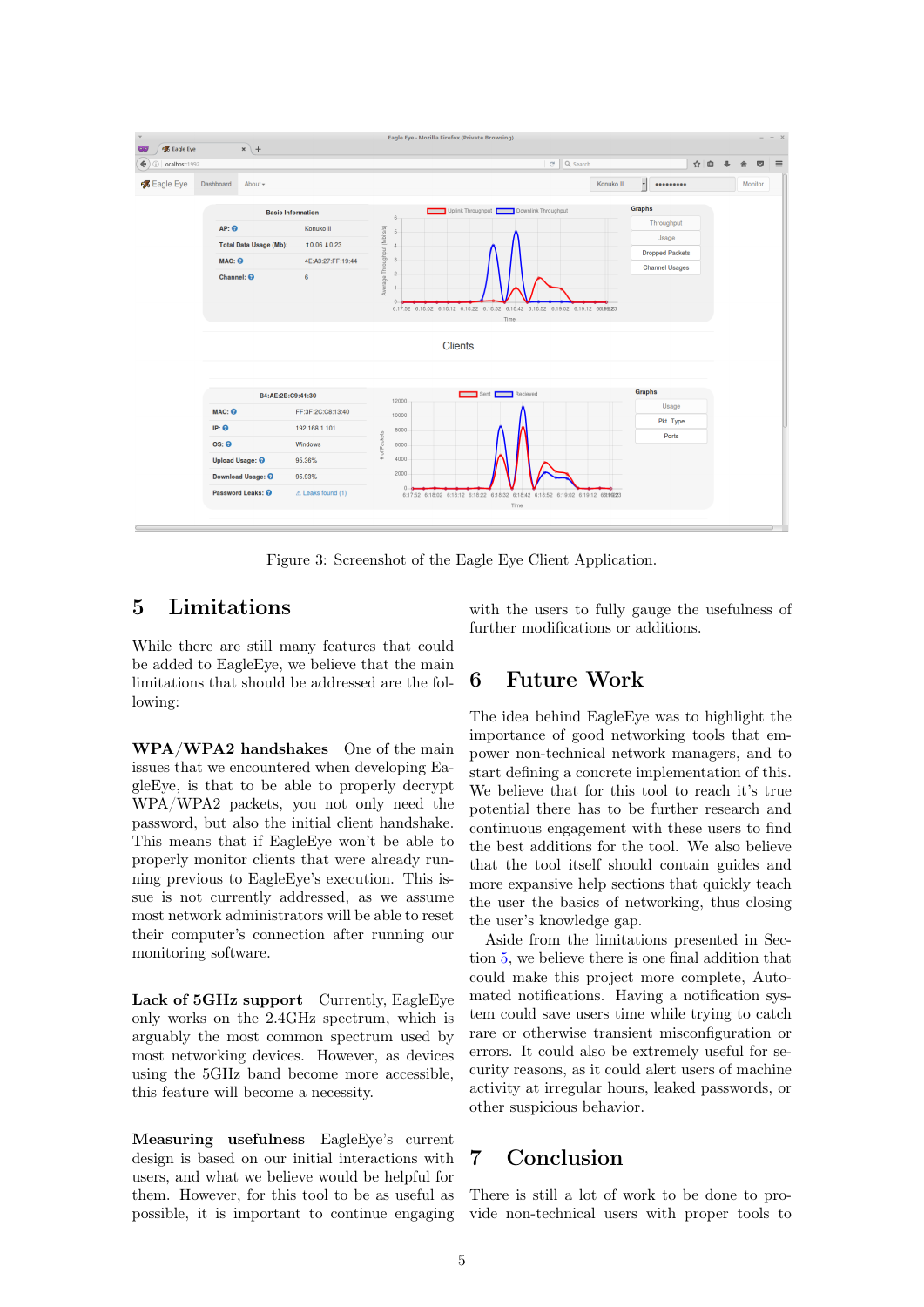Figure 3: Screenshot of the Eagle Eye Client Application.

## 5 Limitations

While there are still many features that could be added to EagleEye, we believe that the main limitations that should be addressed are the following:

**WPA/WPA2 handshakes** One of the main issues that we encountered when developing EagleEye, is that to be able to properly decrypt WPA/WPA2 packets, you not only need the password, but also the initial client handshake. This means that if EagleEye won't be able to properly monitor clients that were already running previous to EagleEye's execution. This issue is not currently addressed, as we assume most network administrators will be able to reset their computer's connection after running our monitoring software.

**Lack of 5GHz support** Currently, EagleEye only works on the 2.4GHz spectrum, which is arguably the most common spectrum used by most networking devices. However, as devices using the 5GHz band become more accessible, this feature will become a necessity.

**Measuring usefulness** EagleEye's current design is based on our initial interactions with users, and what we believe would be helpful for them. However, for this tool to be as useful as possible, it is important to continue engaging with the users to fully gauge the usefulness of further modifications or additions.

## 6 Future Work

The idea behind EagleEye was to highlight the importance of good networking tools that empower non-technical network managers, and to start defining a concrete implementation of this. We believe that for this tool to reach it's true potential there has to be further research and continuous engagement with these users to find the best additions for the tool. We also believe that the tool itself should contain guides and more expansive help sections that quickly teach the user the basics of networking, thus closing the user's knowledge gap.

Aside from the limitations presented in Section 5, we believe there is one final addition that could make this project more complete, Automated notifications. Having a notification system could save users time while trying to catch rare or otherwise transient misconfiguration or errors. It could also be extremely useful for security reasons, as it could alert users of machine activity at irregular hours, leaked passwords, or other suspicious behavior.

## 7 Conclusion

There is still a lot of work to be done to provide non-technical users with proper tools to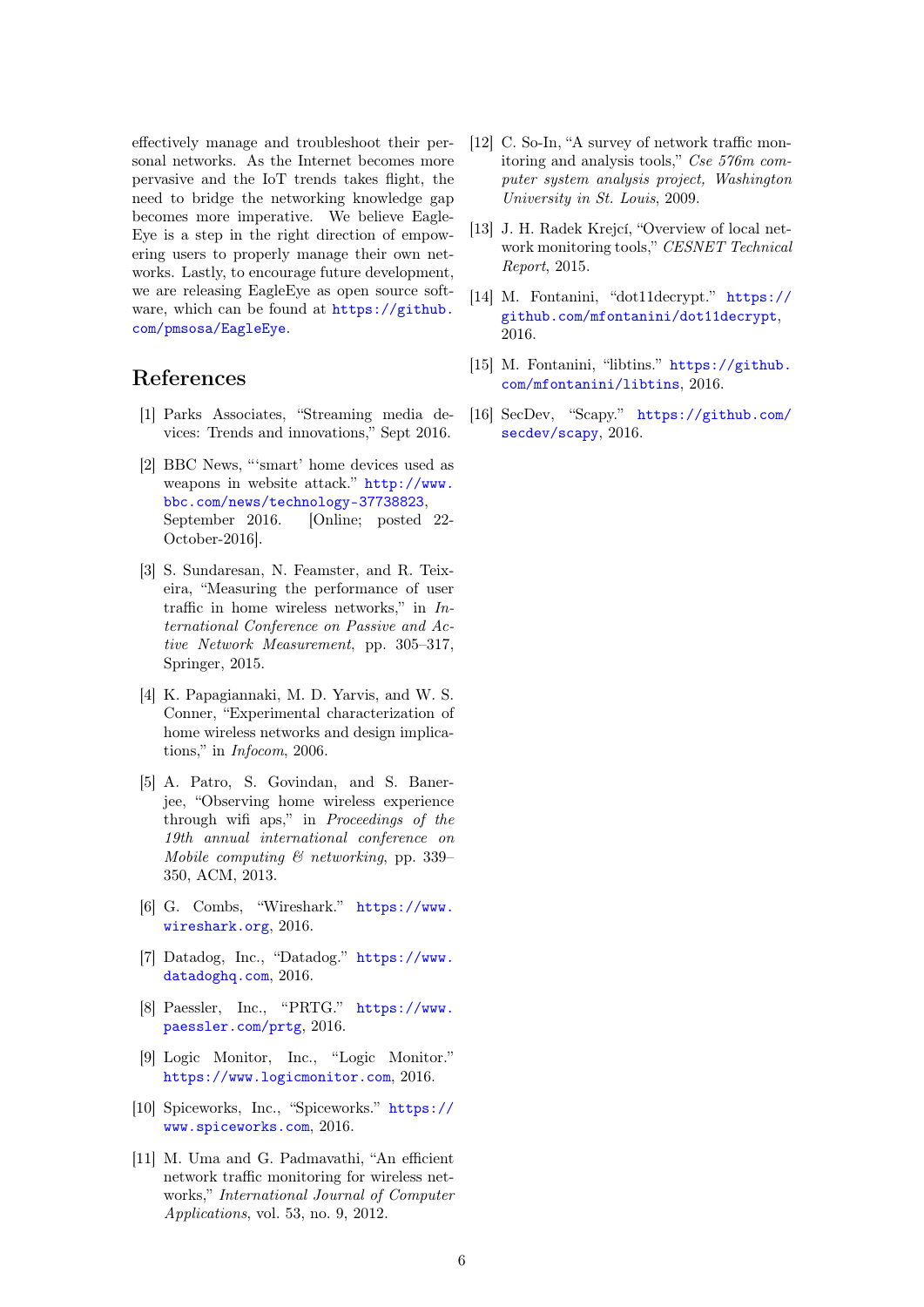effectively manage and troubleshoot their personal networks. As the Internet becomes more pervasive and the IoT trends takes flight, the need to bridge the networking knowledge gap becomes more imperative. We believe EagleEye is a step in the right direction of empowering users to properly manage their own networks. Lastly, to encourage future development, we are releasing EagleEye as open source software, which can be found at https://github.com/pmsosa/EagleEye.

## References

[1] Parks Associates, "Streaming media devices: Trends and innovations," Sept 2016.

[2] BBC News, "'smart' home devices used as weapons in website attack." http://www.bbc.com/news/technology-37738823, September 2016. [Online; posted 22-October-2016].

[3] S. Sundaresan, N. Feamster, and R. Teixeira, "Measuring the performance of user traffic in home wireless networks," in *International Conference on Passive and Active Network Measurement*, pp. 305–317, Springer, 2015.

[4] K. Papagiannaki, M. D. Yarvis, and W. S. Conner, "Experimental characterization of home wireless networks and design implications," in *Infocom*, 2006.

[5] A. Patro, S. Govindan, and S. Banerjee, "Observing home wireless experience through wifi aps," in *Proceedings of the 19th annual international conference on Mobile computing & networking*, pp. 339–350, ACM, 2013.

[6] G. Combs, "Wireshark." https://www.wireshark.org, 2016.

[7] Datadog, Inc., "Datadog." https://www.datadoghq.com, 2016.

[8] Paessler, Inc., "PRTG." https://www.paessler.com/prtg, 2016.

[9] Logic Monitor, Inc., "Logic Monitor." https://www.logicmonitor.com, 2016.

[10] Spiceworks, Inc., "Spiceworks." https://www.spiceworks.com, 2016.

[11] M. Uma and G. Padmavathi, "An efficient network traffic monitoring for wireless networks," *International Journal of Computer Applications*, vol. 53, no. 9, 2012.

[12] C. So-In, "A survey of network traffic monitoring and analysis tools," *Cse 576m computer system analysis project, Washington University in St. Louis*, 2009.

[13] J. H. Radek Krejcí, "Overview of local network monitoring tools," *CESNET Technical Report*, 2015.

[14] M. Fontanini, "dot11decrypt." https://github.com/mfontanini/dot11decrypt, 2016.

[15] M. Fontanini, "libtins." https://github.com/mfontanini/libtins, 2016.

[16] SecDev, "Scapy." https://github.com/secdev/scapy, 2016.